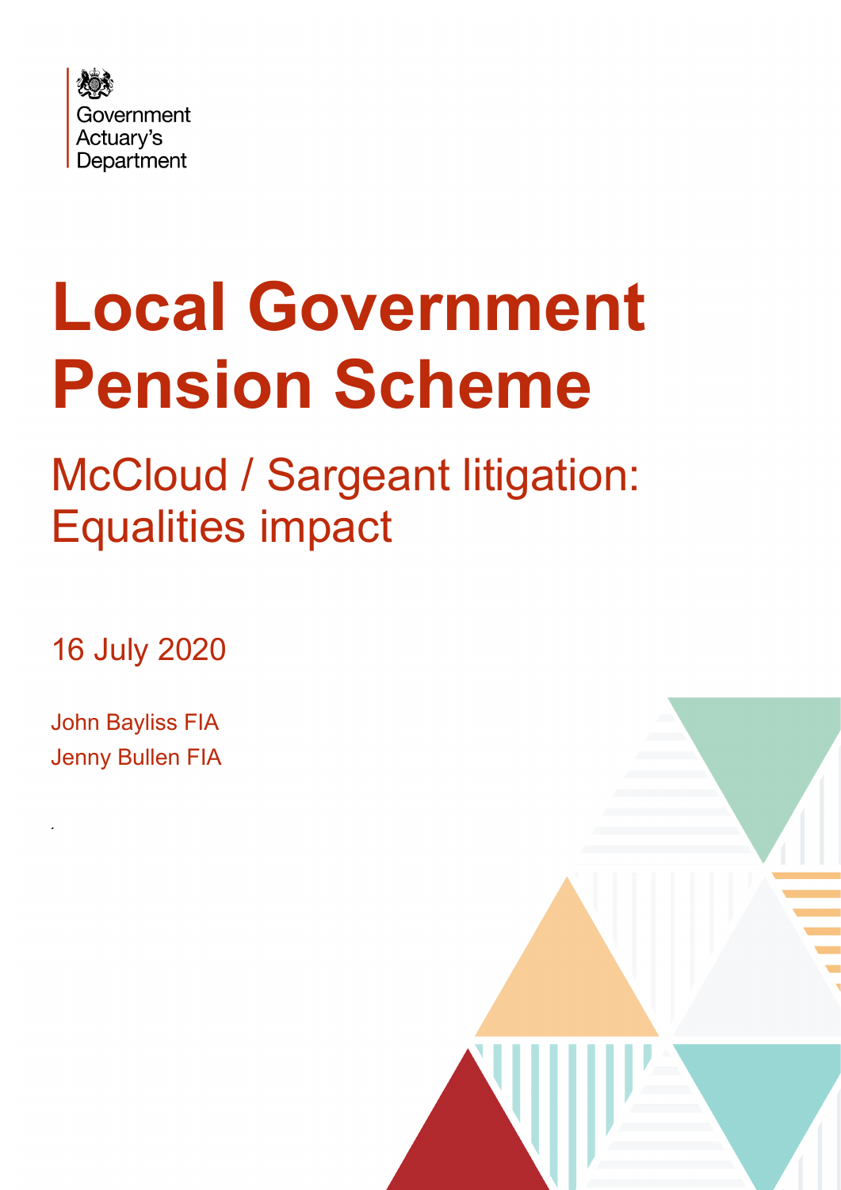Government Actuary's Department

# Local Government Pension Scheme

## McCloud / Sargeant litigation: Equalities impact

16 July 2020

John Bayliss FIA
Jenny Bullen FIA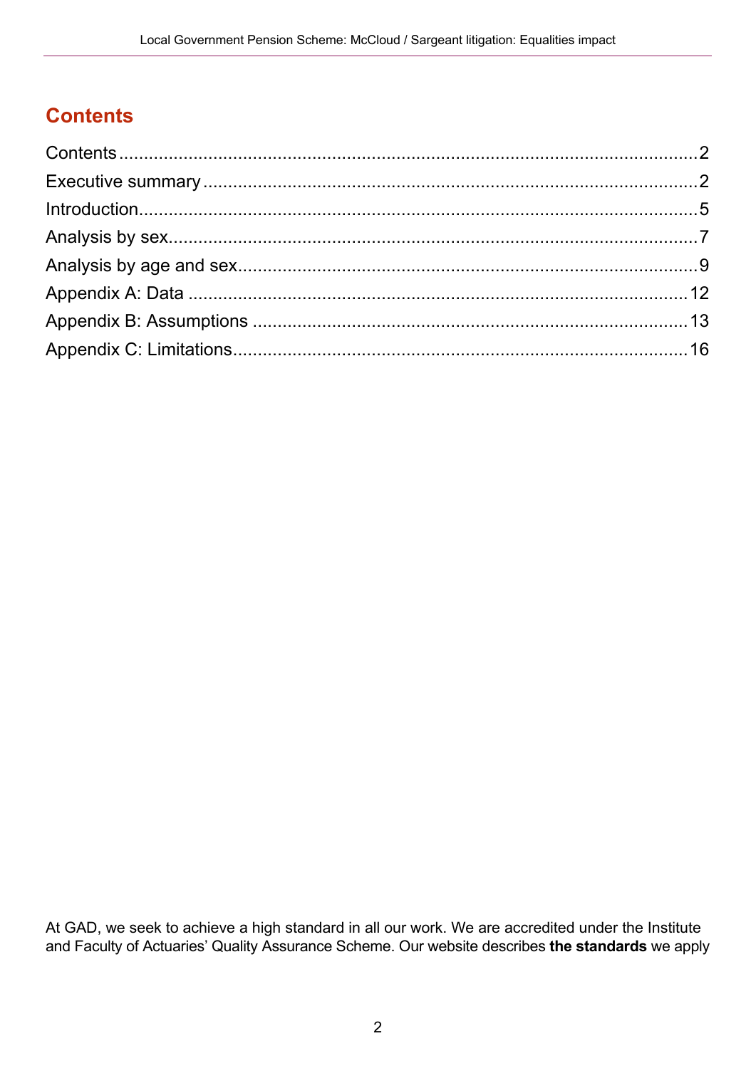## Contents

Contents.....2
Executive summary.....2
Introduction.....5
Analysis by sex.....7
Analysis by age and sex.....9
Appendix A: Data.....12
Appendix B: Assumptions.....13
Appendix C: Limitations.....16

At GAD, we seek to achieve a high standard in all our work. We are accredited under the Institute and Faculty of Actuaries' Quality Assurance Scheme. Our website describes **the standards** we apply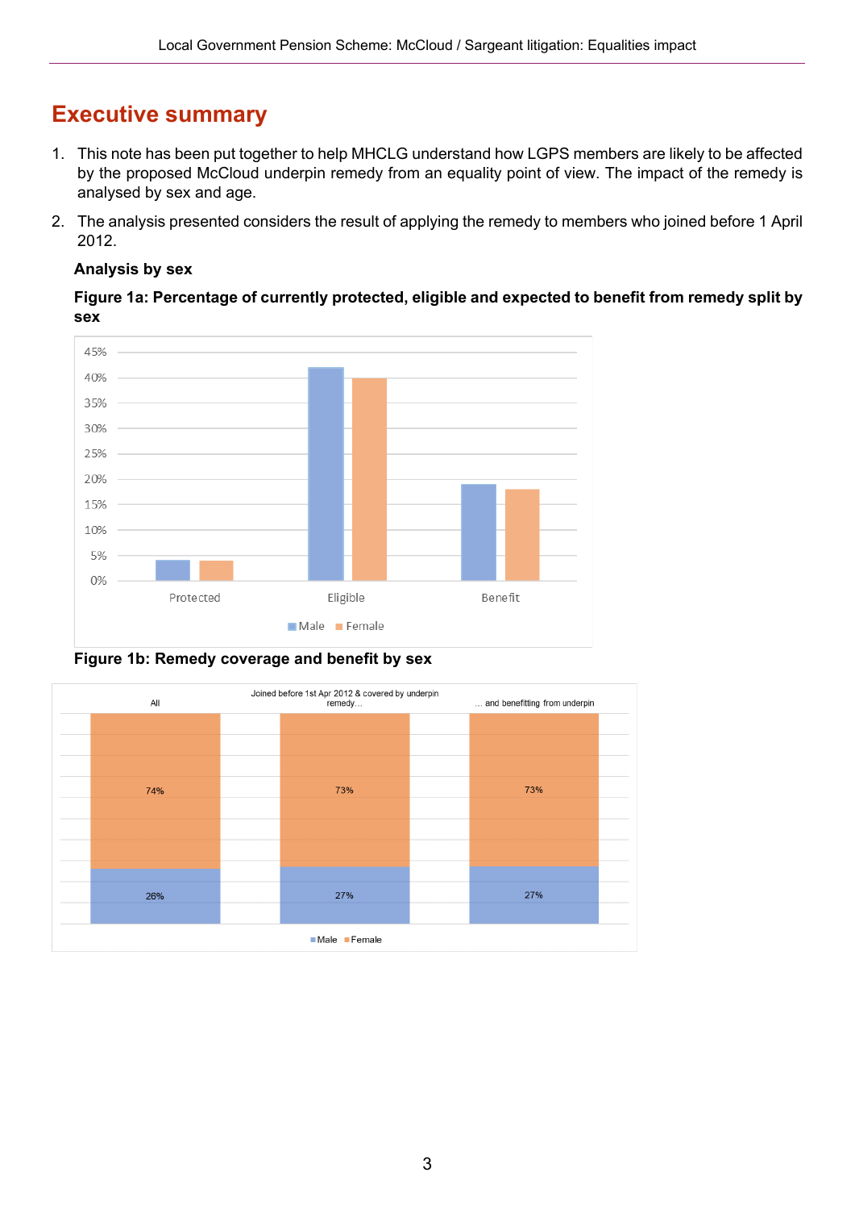# Executive summary

1. This note has been put together to help MHCLG understand how LGPS members are likely to be affected by the proposed McCloud underpin remedy from an equality point of view. The impact of the remedy is analysed by sex and age.
2. The analysis presented considers the result of applying the remedy to members who joined before 1 April 2012.

**Analysis by sex**

**Figure 1a: Percentage of currently protected, eligible and expected to benefit from remedy split by sex**

**Figure 1b: Remedy coverage and benefit by sex**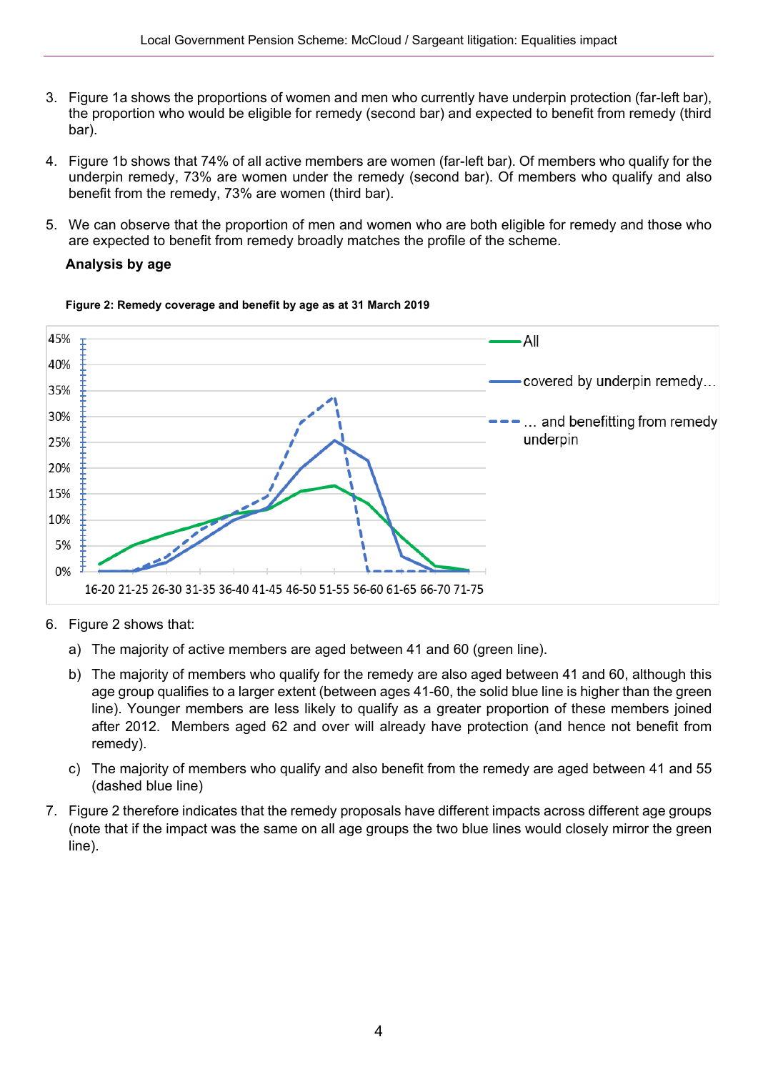3. Figure 1a shows the proportions of women and men who currently have underpin protection (far-left bar), the proportion who would be eligible for remedy (second bar) and expected to benefit from remedy (third bar).

4. Figure 1b shows that 74% of all active members are women (far-left bar). Of members who qualify for the underpin remedy, 73% are women under the remedy (second bar). Of members who qualify and also benefit from the remedy, 73% are women (third bar).

5. We can observe that the proportion of men and women who are both eligible for remedy and those who are expected to benefit from remedy broadly matches the profile of the scheme.

**Analysis by age**

**Figure 2: Remedy coverage and benefit by age as at 31 March 2019**

6. Figure 2 shows that:

   a) The majority of active members are aged between 41 and 60 (green line).

   b) The majority of members who qualify for the remedy are also aged between 41 and 60, although this age group qualifies to a larger extent (between ages 41-60, the solid blue line is higher than the green line). Younger members are less likely to qualify as a greater proportion of these members joined after 2012. Members aged 62 and over will already have protection (and hence not benefit from remedy).

   c) The majority of members who qualify and also benefit from the remedy are aged between 41 and 55 (dashed blue line)

7. Figure 2 therefore indicates that the remedy proposals have different impacts across different age groups (note that if the impact was the same on all age groups the two blue lines would closely mirror the green line).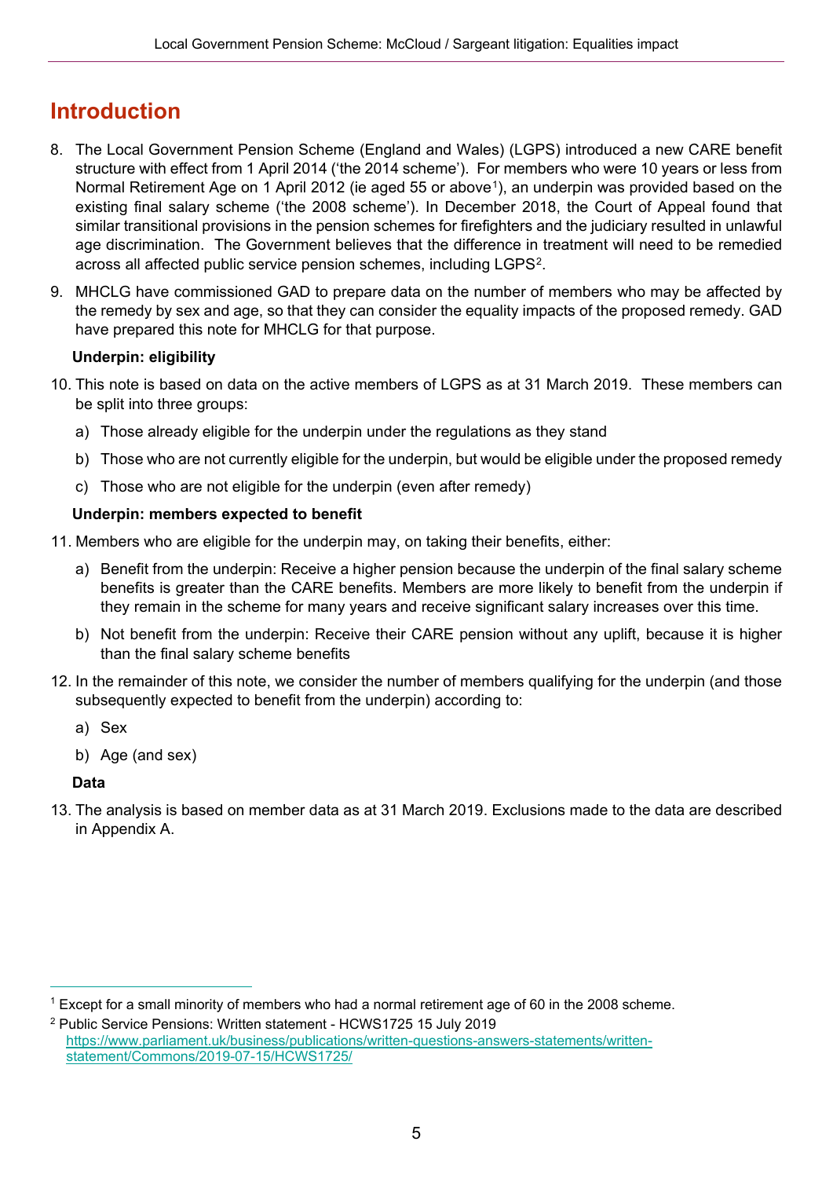# Introduction

8. The Local Government Pension Scheme (England and Wales) (LGPS) introduced a new CARE benefit structure with effect from 1 April 2014 ('the 2014 scheme'). For members who were 10 years or less from Normal Retirement Age on 1 April 2012 (ie aged 55 or above[1]), an underpin was provided based on the existing final salary scheme ('the 2008 scheme'). In December 2018, the Court of Appeal found that similar transitional provisions in the pension schemes for firefighters and the judiciary resulted in unlawful age discrimination. The Government believes that the difference in treatment will need to be remedied across all affected public service pension schemes, including LGPS[2].

9. MHCLG have commissioned GAD to prepare data on the number of members who may be affected by the remedy by sex and age, so that they can consider the equality impacts of the proposed remedy. GAD have prepared this note for MHCLG for that purpose.

**Underpin: eligibility**

10. This note is based on data on the active members of LGPS as at 31 March 2019. These members can be split into three groups:

    a) Those already eligible for the underpin under the regulations as they stand

    b) Those who are not currently eligible for the underpin, but would be eligible under the proposed remedy

    c) Those who are not eligible for the underpin (even after remedy)

**Underpin: members expected to benefit**

11. Members who are eligible for the underpin may, on taking their benefits, either:

    a) Benefit from the underpin: Receive a higher pension because the underpin of the final salary scheme benefits is greater than the CARE benefits. Members are more likely to benefit from the underpin if they remain in the scheme for many years and receive significant salary increases over this time.

    b) Not benefit from the underpin: Receive their CARE pension without any uplift, because it is higher than the final salary scheme benefits

12. In the remainder of this note, we consider the number of members qualifying for the underpin (and those subsequently expected to benefit from the underpin) according to:

    a) Sex

    b) Age (and sex)

**Data**

13. The analysis is based on member data as at 31 March 2019. Exclusions made to the data are described in Appendix A.

---

[1] Except for a small minority of members who had a normal retirement age of 60 in the 2008 scheme.

[2] Public Service Pensions: Written statement - HCWS1725 15 July 2019 https://www.parliament.uk/business/publications/written-questions-answers-statements/written-statement/Commons/2019-07-15/HCWS1725/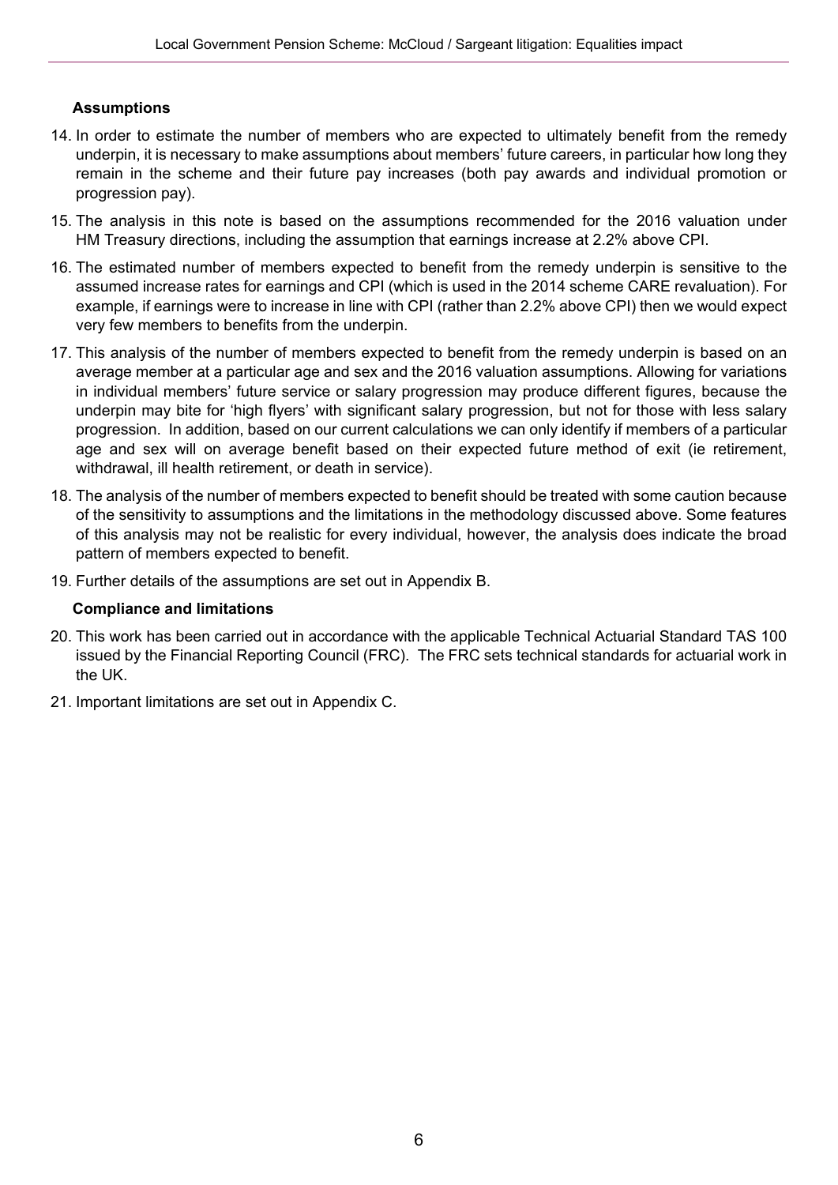### Assumptions

14. In order to estimate the number of members who are expected to ultimately benefit from the remedy underpin, it is necessary to make assumptions about members' future careers, in particular how long they remain in the scheme and their future pay increases (both pay awards and individual promotion or progression pay).

15. The analysis in this note is based on the assumptions recommended for the 2016 valuation under HM Treasury directions, including the assumption that earnings increase at 2.2% above CPI.

16. The estimated number of members expected to benefit from the remedy underpin is sensitive to the assumed increase rates for earnings and CPI (which is used in the 2014 scheme CARE revaluation). For example, if earnings were to increase in line with CPI (rather than 2.2% above CPI) then we would expect very few members to benefits from the underpin.

17. This analysis of the number of members expected to benefit from the remedy underpin is based on an average member at a particular age and sex and the 2016 valuation assumptions. Allowing for variations in individual members' future service or salary progression may produce different figures, because the underpin may bite for 'high flyers' with significant salary progression, but not for those with less salary progression. In addition, based on our current calculations we can only identify if members of a particular age and sex will on average benefit based on their expected future method of exit (ie retirement, withdrawal, ill health retirement, or death in service).

18. The analysis of the number of members expected to benefit should be treated with some caution because of the sensitivity to assumptions and the limitations in the methodology discussed above. Some features of this analysis may not be realistic for every individual, however, the analysis does indicate the broad pattern of members expected to benefit.

19. Further details of the assumptions are set out in Appendix B.

### Compliance and limitations

20. This work has been carried out in accordance with the applicable Technical Actuarial Standard TAS 100 issued by the Financial Reporting Council (FRC). The FRC sets technical standards for actuarial work in the UK.

21. Important limitations are set out in Appendix C.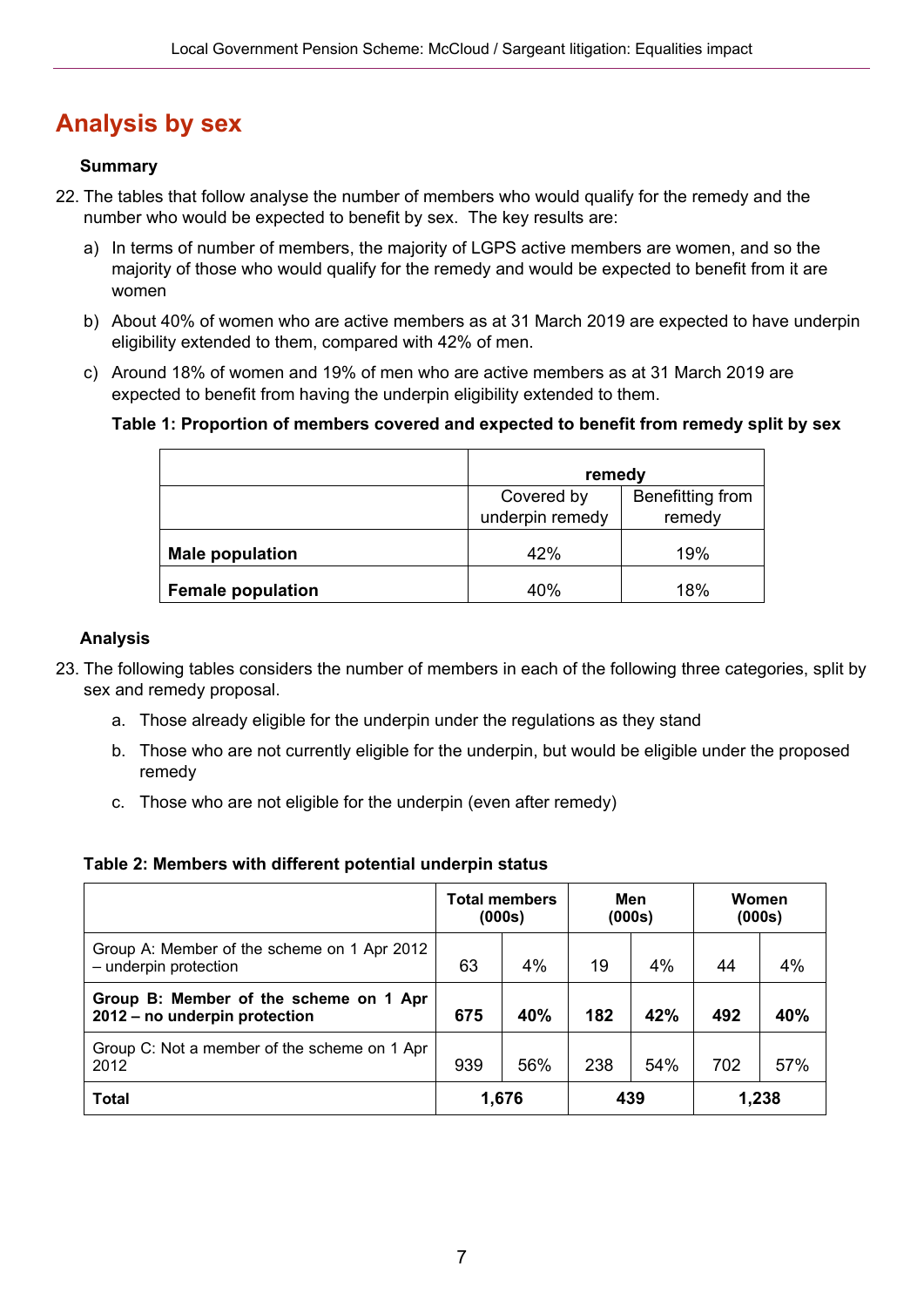## Analysis by sex

### Summary

22. The tables that follow analyse the number of members who would qualify for the remedy and the number who would be expected to benefit by sex. The key results are:

    a) In terms of number of members, the majority of LGPS active members are women, and so the majority of those who would qualify for the remedy and would be expected to benefit from it are women

    b) About 40% of women who are active members as at 31 March 2019 are expected to have underpin eligibility extended to them, compared with 42% of men.

    c) Around 18% of women and 19% of men who are active members as at 31 March 2019 are expected to benefit from having the underpin eligibility extended to them.

**Table 1: Proportion of members covered and expected to benefit from remedy split by sex**

| | remedy | |
|---|---|---|
| | Covered by underpin remedy | Benefitting from remedy |
| **Male population** | 42% | 19% |
| **Female population** | 40% | 18% |

### Analysis

23. The following tables considers the number of members in each of the following three categories, split by sex and remedy proposal.

    a. Those already eligible for the underpin under the regulations as they stand

    b. Those who are not currently eligible for the underpin, but would be eligible under the proposed remedy

    c. Those who are not eligible for the underpin (even after remedy)

**Table 2: Members with different potential underpin status**

| | Total members (000s) | | Men (000s) | | Women (000s) | |
|---|---|---|---|---|---|---|
| Group A: Member of the scheme on 1 Apr 2012 – underpin protection | 63 | 4% | 19 | 4% | 44 | 4% |
| **Group B: Member of the scheme on 1 Apr 2012 – no underpin protection** | **675** | **40%** | **182** | **42%** | **492** | **40%** |
| Group C: Not a member of the scheme on 1 Apr 2012 | 939 | 56% | 238 | 54% | 702 | 57% |
| **Total** | **1,676** | | **439** | | **1,238** | |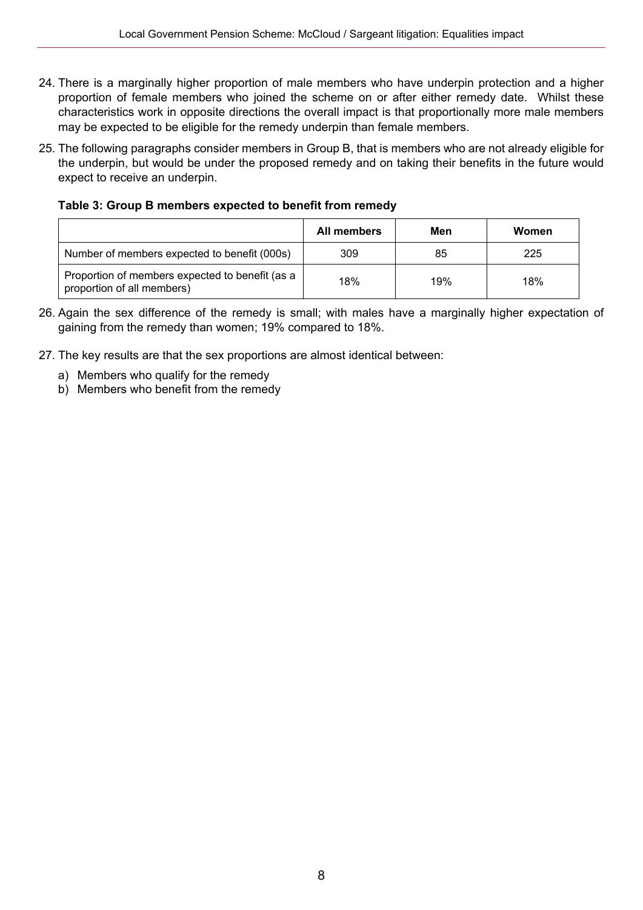24. There is a marginally higher proportion of male members who have underpin protection and a higher proportion of female members who joined the scheme on or after either remedy date. Whilst these characteristics work in opposite directions the overall impact is that proportionally more male members may be expected to be eligible for the remedy underpin than female members.

25. The following paragraphs consider members in Group B, that is members who are not already eligible for the underpin, but would be under the proposed remedy and on taking their benefits in the future would expect to receive an underpin.

**Table 3: Group B members expected to benefit from remedy**

| | All members | Men | Women |
|---|---|---|---|
| Number of members expected to benefit (000s) | 309 | 85 | 225 |
| Proportion of members expected to benefit (as a proportion of all members) | 18% | 19% | 18% |

26. Again the sex difference of the remedy is small; with males have a marginally higher expectation of gaining from the remedy than women; 19% compared to 18%.

27. The key results are that the sex proportions are almost identical between:

    a) Members who qualify for the remedy
    b) Members who benefit from the remedy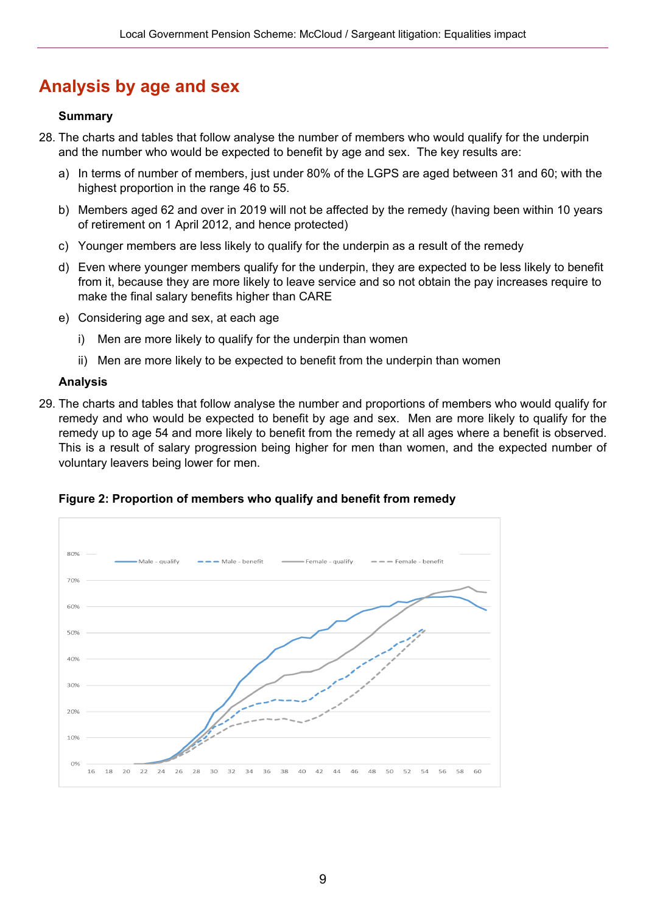## Analysis by age and sex

**Summary**

28. The charts and tables that follow analyse the number of members who would qualify for the underpin and the number who would be expected to benefit by age and sex. The key results are:

    a) In terms of number of members, just under 80% of the LGPS are aged between 31 and 60; with the highest proportion in the range 46 to 55.

    b) Members aged 62 and over in 2019 will not be affected by the remedy (having been within 10 years of retirement on 1 April 2012, and hence protected)

    c) Younger members are less likely to qualify for the underpin as a result of the remedy

    d) Even where younger members qualify for the underpin, they are expected to be less likely to benefit from it, because they are more likely to leave service and so not obtain the pay increases require to make the final salary benefits higher than CARE

    e) Considering age and sex, at each age

        i) Men are more likely to qualify for the underpin than women

        ii) Men are more likely to be expected to benefit from the underpin than women

**Analysis**

29. The charts and tables that follow analyse the number and proportions of members who would qualify for remedy and who would be expected to benefit by age and sex. Men are more likely to qualify for the remedy up to age 54 and more likely to benefit from the remedy at all ages where a benefit is observed. This is a result of salary progression being higher for men than women, and the expected number of voluntary leavers being lower for men.

**Figure 2: Proportion of members who qualify and benefit from remedy**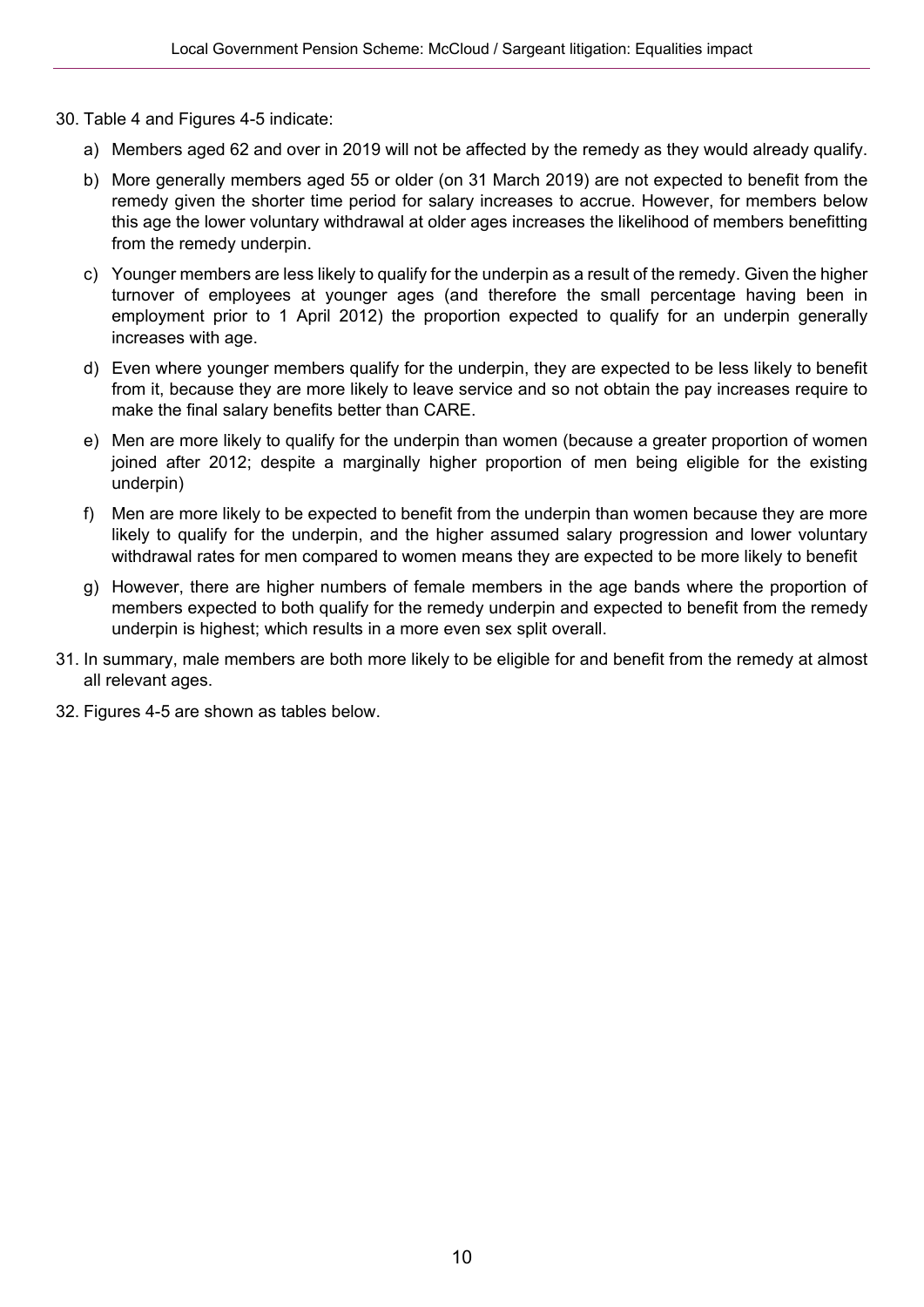30. Table 4 and Figures 4-5 indicate:

    a) Members aged 62 and over in 2019 will not be affected by the remedy as they would already qualify.

    b) More generally members aged 55 or older (on 31 March 2019) are not expected to benefit from the remedy given the shorter time period for salary increases to accrue. However, for members below this age the lower voluntary withdrawal at older ages increases the likelihood of members benefitting from the remedy underpin.

    c) Younger members are less likely to qualify for the underpin as a result of the remedy. Given the higher turnover of employees at younger ages (and therefore the small percentage having been in employment prior to 1 April 2012) the proportion expected to qualify for an underpin generally increases with age.

    d) Even where younger members qualify for the underpin, they are expected to be less likely to benefit from it, because they are more likely to leave service and so not obtain the pay increases require to make the final salary benefits better than CARE.

    e) Men are more likely to qualify for the underpin than women (because a greater proportion of women joined after 2012; despite a marginally higher proportion of men being eligible for the existing underpin)

    f) Men are more likely to be expected to benefit from the underpin than women because they are more likely to qualify for the underpin, and the higher assumed salary progression and lower voluntary withdrawal rates for men compared to women means they are expected to be more likely to benefit

    g) However, there are higher numbers of female members in the age bands where the proportion of members expected to both qualify for the remedy underpin and expected to benefit from the remedy underpin is highest; which results in a more even sex split overall.

31. In summary, male members are both more likely to be eligible for and benefit from the remedy at almost all relevant ages.

32. Figures 4-5 are shown as tables below.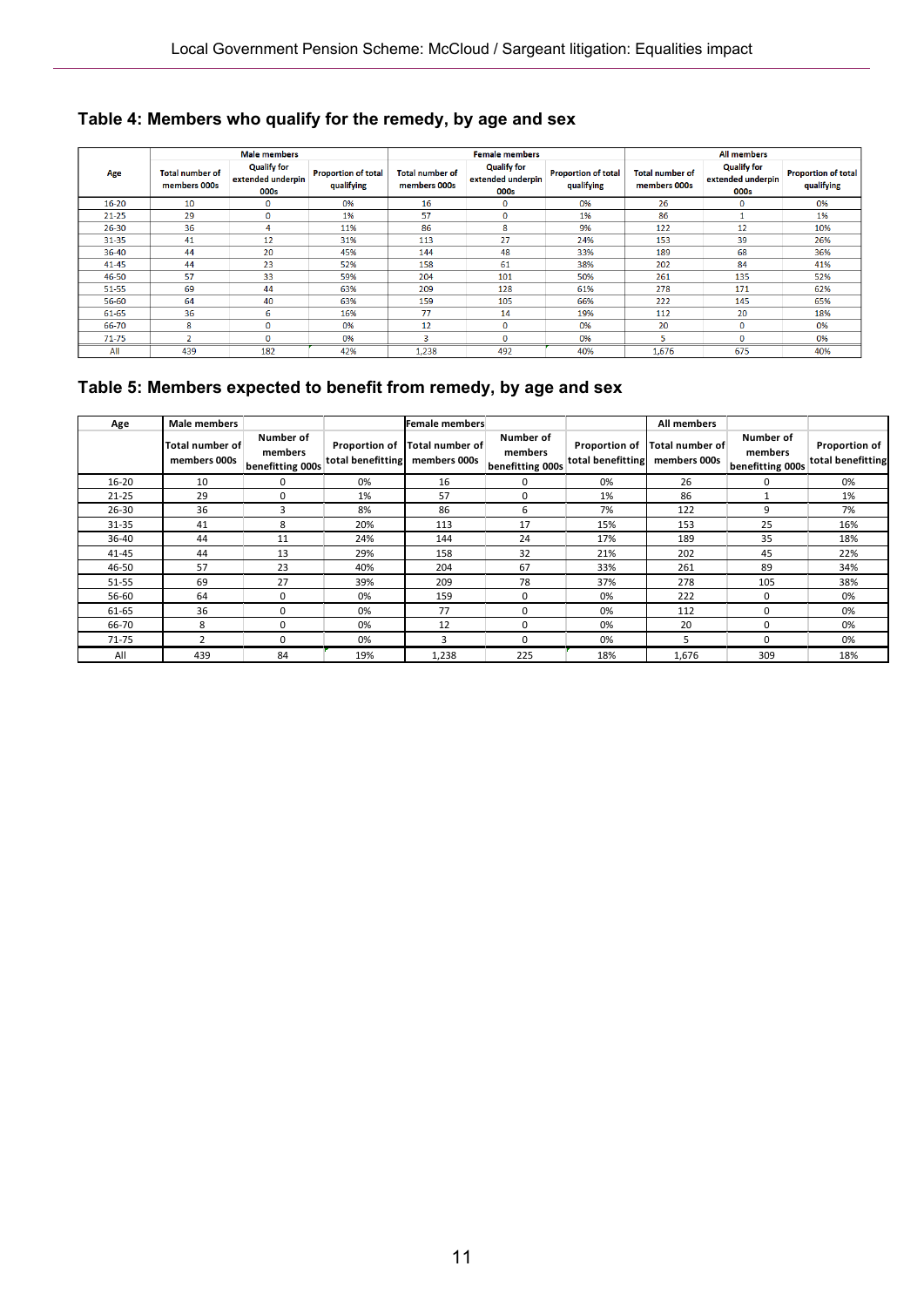## Table 4: Members who qualify for the remedy, by age and sex

| Age | Male members | | | Female members | | | All members | | |
|---|---|---|---|---|---|---|---|---|---|
| | Total number of members 000s | Qualify for extended underpin 000s | Proportion of total qualifying | Total number of members 000s | Qualify for extended underpin 000s | Proportion of total qualifying | Total number of members 000s | Qualify for extended underpin 000s | Proportion of total qualifying |
| 16-20 | 10 | 0 | 0% | 16 | 0 | 0% | 26 | 0 | 0% |
| 21-25 | 29 | 0 | 1% | 57 | 0 | 1% | 86 | 1 | 1% |
| 26-30 | 36 | 4 | 11% | 86 | 8 | 9% | 122 | 12 | 10% |
| 31-35 | 41 | 12 | 31% | 113 | 27 | 24% | 153 | 39 | 26% |
| 36-40 | 44 | 20 | 45% | 144 | 48 | 33% | 189 | 68 | 36% |
| 41-45 | 44 | 23 | 52% | 158 | 61 | 38% | 202 | 84 | 41% |
| 46-50 | 57 | 33 | 59% | 204 | 101 | 50% | 261 | 135 | 52% |
| 51-55 | 69 | 44 | 63% | 209 | 128 | 61% | 278 | 171 | 62% |
| 56-60 | 64 | 40 | 63% | 159 | 105 | 66% | 222 | 145 | 65% |
| 61-65 | 36 | 6 | 16% | 77 | 14 | 19% | 112 | 20 | 18% |
| 66-70 | 8 | 0 | 0% | 12 | 0 | 0% | 20 | 0 | 0% |
| 71-75 | 2 | 0 | 0% | 3 | 0 | 0% | 5 | 0 | 0% |
| All | 439 | 182 | 42% | 1,238 | 492 | 40% | 1,676 | 675 | 40% |

## Table 5: Members expected to benefit from remedy, by age and sex

| Age | Male members | | | Female members | | | All members | | |
|---|---|---|---|---|---|---|---|---|---|
| | Total number of members 000s | Number of members benefitting 000s | Proportion of total benefitting | Total number of members 000s | Number of members benefitting 000s | Proportion of total benefitting | Total number of members 000s | Number of members benefitting 000s | Proportion of total benefitting |
| 16-20 | 10 | 0 | 0% | 16 | 0 | 0% | 26 | 0 | 0% |
| 21-25 | 29 | 0 | 1% | 57 | 0 | 1% | 86 | 1 | 1% |
| 26-30 | 36 | 3 | 8% | 86 | 6 | 7% | 122 | 9 | 7% |
| 31-35 | 41 | 8 | 20% | 113 | 17 | 15% | 153 | 25 | 16% |
| 36-40 | 44 | 11 | 24% | 144 | 24 | 17% | 189 | 35 | 18% |
| 41-45 | 44 | 13 | 29% | 158 | 32 | 21% | 202 | 45 | 22% |
| 46-50 | 57 | 23 | 40% | 204 | 67 | 33% | 261 | 89 | 34% |
| 51-55 | 69 | 27 | 39% | 209 | 78 | 37% | 278 | 105 | 38% |
| 56-60 | 64 | 0 | 0% | 159 | 0 | 0% | 222 | 0 | 0% |
| 61-65 | 36 | 0 | 0% | 77 | 0 | 0% | 112 | 0 | 0% |
| 66-70 | 8 | 0 | 0% | 12 | 0 | 0% | 20 | 0 | 0% |
| 71-75 | 2 | 0 | 0% | 3 | 0 | 0% | 5 | 0 | 0% |
| All | 439 | 84 | 19% | 1,238 | 225 | 18% | 1,676 | 309 | 18% |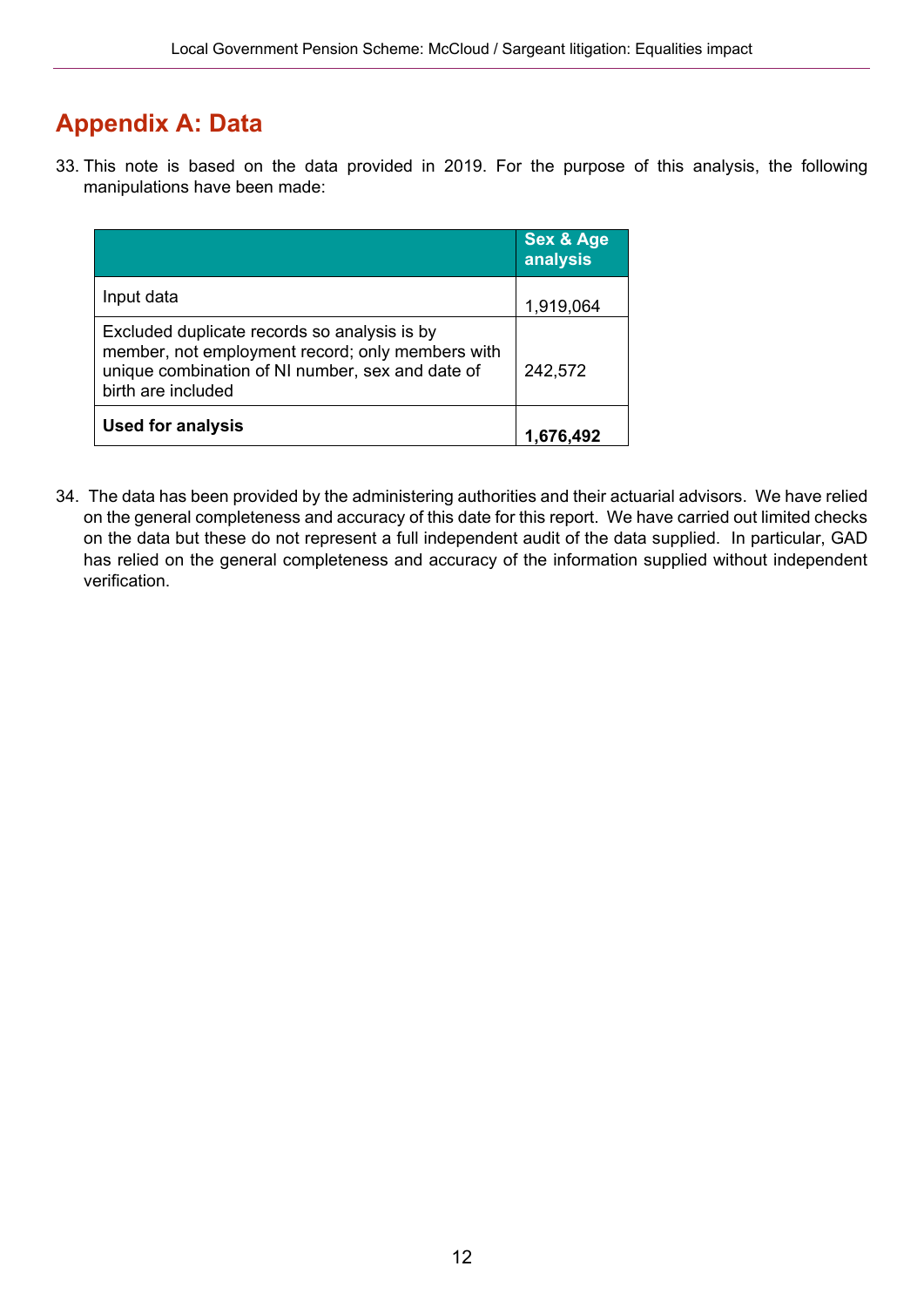# Appendix A: Data

33. This note is based on the data provided in 2019. For the purpose of this analysis, the following manipulations have been made:

| | Sex & Age analysis |
|---|---|
| Input data | 1,919,064 |
| Excluded duplicate records so analysis is by member, not employment record; only members with unique combination of NI number, sex and date of birth are included | 242,572 |
| **Used for analysis** | **1,676,492** |

34. The data has been provided by the administering authorities and their actuarial advisors. We have relied on the general completeness and accuracy of this date for this report. We have carried out limited checks on the data but these do not represent a full independent audit of the data supplied. In particular, GAD has relied on the general completeness and accuracy of the information supplied without independent verification.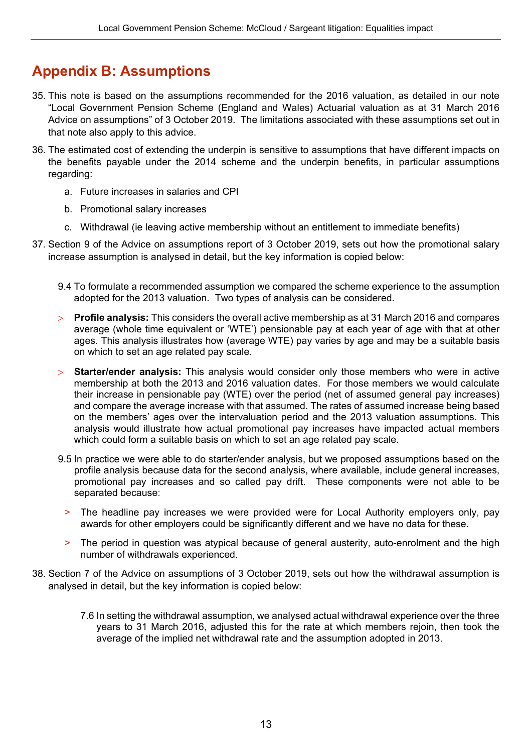## Appendix B: Assumptions

35. This note is based on the assumptions recommended for the 2016 valuation, as detailed in our note "Local Government Pension Scheme (England and Wales) Actuarial valuation as at 31 March 2016 Advice on assumptions" of 3 October 2019. The limitations associated with these assumptions set out in that note also apply to this advice.

36. The estimated cost of extending the underpin is sensitive to assumptions that have different impacts on the benefits payable under the 2014 scheme and the underpin benefits, in particular assumptions regarding:

    a. Future increases in salaries and CPI

    b. Promotional salary increases

    c. Withdrawal (ie leaving active membership without an entitlement to immediate benefits)

37. Section 9 of the Advice on assumptions report of 3 October 2019, sets out how the promotional salary increase assumption is analysed in detail, but the key information is copied below:

    9.4 To formulate a recommended assumption we compared the scheme experience to the assumption adopted for the 2013 valuation. Two types of analysis can be considered.

    > **Profile analysis:** This considers the overall active membership as at 31 March 2016 and compares average (whole time equivalent or 'WTE') pensionable pay at each year of age with that at other ages. This analysis illustrates how (average WTE) pay varies by age and may be a suitable basis on which to set an age related pay scale.

    > **Starter/ender analysis:** This analysis would consider only those members who were in active membership at both the 2013 and 2016 valuation dates. For those members we would calculate their increase in pensionable pay (WTE) over the period (net of assumed general pay increases) and compare the average increase with that assumed. The rates of assumed increase being based on the members' ages over the intervaluation period and the 2013 valuation assumptions. This analysis would illustrate how actual promotional pay increases have impacted actual members which could form a suitable basis on which to set an age related pay scale.

    9.5 In practice we were able to do starter/ender analysis, but we proposed assumptions based on the profile analysis because data for the second analysis, where available, include general increases, promotional pay increases and so called pay drift. These components were not able to be separated because:

    > The headline pay increases we were provided were for Local Authority employers only, pay awards for other employers could be significantly different and we have no data for these.

    > The period in question was atypical because of general austerity, auto-enrolment and the high number of withdrawals experienced.

38. Section 7 of the Advice on assumptions of 3 October 2019, sets out how the withdrawal assumption is analysed in detail, but the key information is copied below:

    7.6 In setting the withdrawal assumption, we analysed actual withdrawal experience over the three years to 31 March 2016, adjusted this for the rate at which members rejoin, then took the average of the implied net withdrawal rate and the assumption adopted in 2013.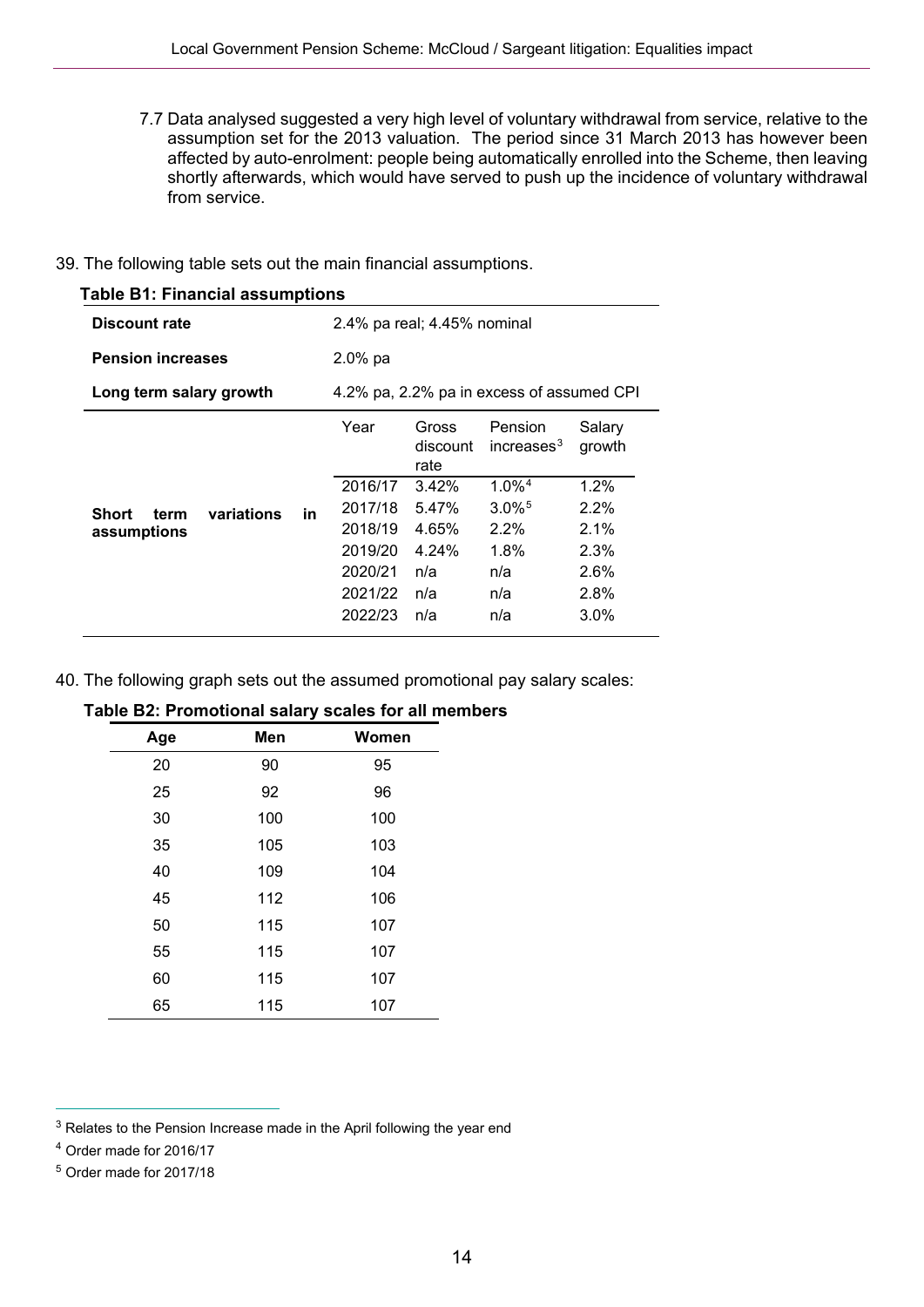7.7 Data analysed suggested a very high level of voluntary withdrawal from service, relative to the assumption set for the 2013 valuation. The period since 31 March 2013 has however been affected by auto-enrolment: people being automatically enrolled into the Scheme, then leaving shortly afterwards, which would have served to push up the incidence of voluntary withdrawal from service.

39. The following table sets out the main financial assumptions.

**Table B1: Financial assumptions**

| | | | | |
|---|---|---|---|---|
| **Discount rate** | 2.4% pa real; 4.45% nominal | | | |
| **Pension increases** | 2.0% pa | | | |
| **Long term salary growth** | 4.2% pa, 2.2% pa in excess of assumed CPI | | | |
| **Short term variations in assumptions** | Year | Gross discount rate | Pension increases[3] | Salary growth |
| | 2016/17 | 3.42% | 1.0%[4] | 1.2% |
| | 2017/18 | 5.47% | 3.0%[5] | 2.2% |
| | 2018/19 | 4.65% | 2.2% | 2.1% |
| | 2019/20 | 4.24% | 1.8% | 2.3% |
| | 2020/21 | n/a | n/a | 2.6% |
| | 2021/22 | n/a | n/a | 2.8% |
| | 2022/23 | n/a | n/a | 3.0% |

40. The following graph sets out the assumed promotional pay salary scales:

**Table B2: Promotional salary scales for all members**

| Age | Men | Women |
|---|---|---|
| 20 | 90 | 95 |
| 25 | 92 | 96 |
| 30 | 100 | 100 |
| 35 | 105 | 103 |
| 40 | 109 | 104 |
| 45 | 112 | 106 |
| 50 | 115 | 107 |
| 55 | 115 | 107 |
| 60 | 115 | 107 |
| 65 | 115 | 107 |

[3] Relates to the Pension Increase made in the April following the year end

[4] Order made for 2016/17

[5] Order made for 2017/18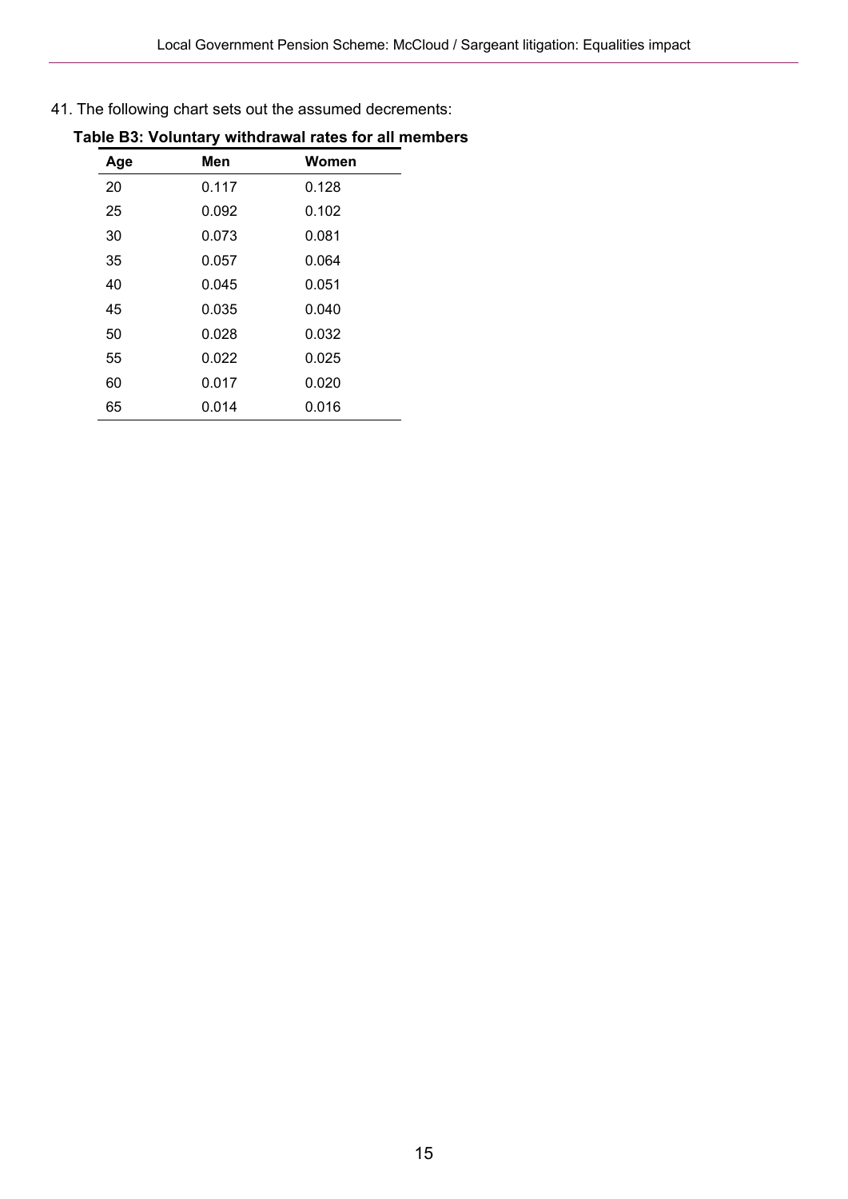41. The following chart sets out the assumed decrements:

**Table B3: Voluntary withdrawal rates for all members**

| Age | Men | Women |
|---|---|---|
| 20 | 0.117 | 0.128 |
| 25 | 0.092 | 0.102 |
| 30 | 0.073 | 0.081 |
| 35 | 0.057 | 0.064 |
| 40 | 0.045 | 0.051 |
| 45 | 0.035 | 0.040 |
| 50 | 0.028 | 0.032 |
| 55 | 0.022 | 0.025 |
| 60 | 0.017 | 0.020 |
| 65 | 0.014 | 0.016 |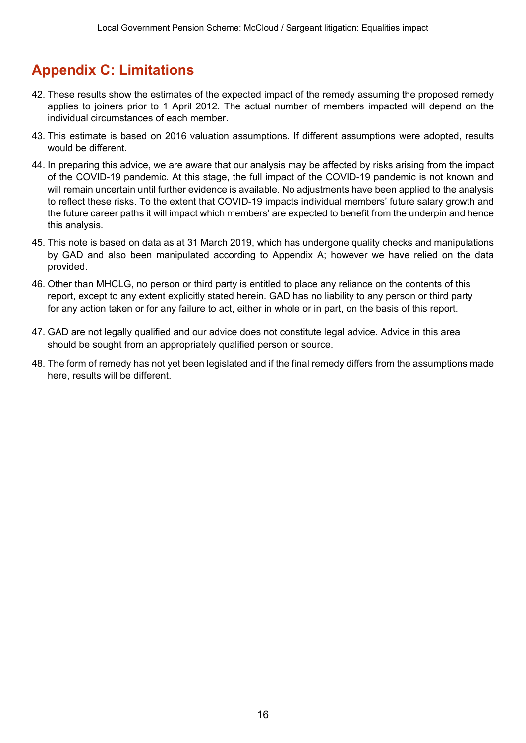# Appendix C: Limitations

42. These results show the estimates of the expected impact of the remedy assuming the proposed remedy applies to joiners prior to 1 April 2012. The actual number of members impacted will depend on the individual circumstances of each member.

43. This estimate is based on 2016 valuation assumptions. If different assumptions were adopted, results would be different.

44. In preparing this advice, we are aware that our analysis may be affected by risks arising from the impact of the COVID-19 pandemic. At this stage, the full impact of the COVID-19 pandemic is not known and will remain uncertain until further evidence is available. No adjustments have been applied to the analysis to reflect these risks. To the extent that COVID-19 impacts individual members' future salary growth and the future career paths it will impact which members' are expected to benefit from the underpin and hence this analysis.

45. This note is based on data as at 31 March 2019, which has undergone quality checks and manipulations by GAD and also been manipulated according to Appendix A; however we have relied on the data provided.

46. Other than MHCLG, no person or third party is entitled to place any reliance on the contents of this report, except to any extent explicitly stated herein. GAD has no liability to any person or third party for any action taken or for any failure to act, either in whole or in part, on the basis of this report.

47. GAD are not legally qualified and our advice does not constitute legal advice. Advice in this area should be sought from an appropriately qualified person or source.

48. The form of remedy has not yet been legislated and if the final remedy differs from the assumptions made here, results will be different.